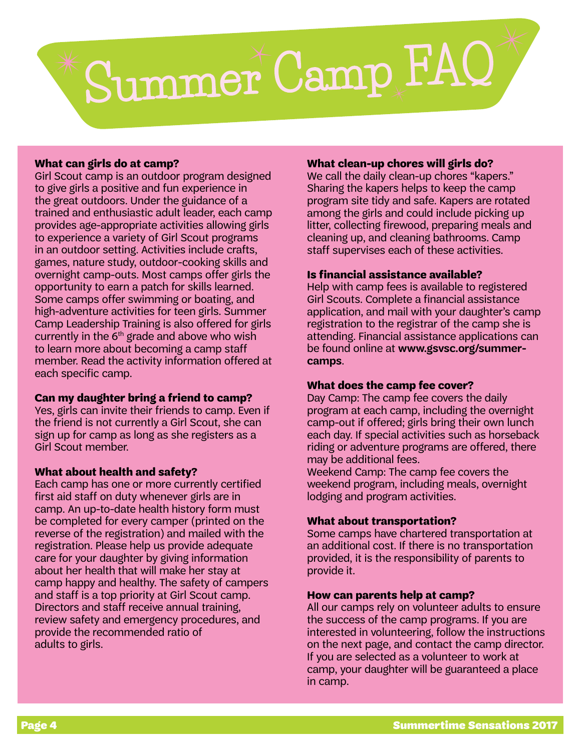# Summer Camp FAQ

### What can girls do at camp?

Girl Scout camp is an outdoor program designed to give girls a positive and fun experience in the great outdoors. Under the guidance of a trained and enthusiastic adult leader, each camp provides age-appropriate activities allowing girls to experience a variety of Girl Scout programs in an outdoor setting. Activities include crafts, games, nature study, outdoor-cooking skills and overnight camp-outs. Most camps offer girls the opportunity to earn a patch for skills learned. Some camps offer swimming or boating, and high-adventure activities for teen girls. Summer Camp Leadership Training is also offered for girls currently in the 6th grade and above who wish to learn more about becoming a camp staff member. Read the activity information offered at each specific camp.

### Can my daughter bring a friend to camp?

Yes, girls can invite their friends to camp. Even if the friend is not currently a Girl Scout, she can sign up for camp as long as she registers as a Girl Scout member.

### What about health and safety?

Each camp has one or more currently certified first aid staff on duty whenever girls are in camp. An up-to-date health history form must be completed for every camper (printed on the reverse of the registration) and mailed with the registration. Please help us provide adequate care for your daughter by giving information about her health that will make her stay at camp happy and healthy. The safety of campers and staff is a top priority at Girl Scout camp. Directors and staff receive annual training, review safety and emergency procedures, and provide the recommended ratio of adults to girls.

### What clean-up chores will girls do?

We call the daily clean-up chores “kapers.” Sharing the kapers helps to keep the camp program site tidy and safe. Kapers are rotated among the girls and could include picking up litter, collecting firewood, preparing meals and cleaning up, and cleaning bathrooms. Camp staff supervises each of these activities.

### Is financial assistance available?

Help with camp fees is available to registered Girl Scouts. Complete a financial assistance application, and mail with your daughter’s camp registration to the registrar of the camp she is attending. Financial assistance applications can be found online at **www.gsvsc.org/summer-camps**.

### What does the camp fee cover?

Day Camp: The camp fee covers the daily program at each camp, including the overnight camp-out if offered; girls bring their own lunch each day. If special activities such as horseback riding or adventure programs are offered, there may be additional fees.

Weekend Camp: The camp fee covers the weekend program, including meals, overnight lodging and program activities.

### What about transportation?

Some camps have chartered transportation at an additional cost. If there is no transportation provided, it is the responsibility of parents to provide it.

### How can parents help at camp?

All our camps rely on volunteer adults to ensure the success of the camp programs. If you are interested in volunteering, follow the instructions on the next page, and contact the camp director. If you are selected as a volunteer to work at camp, your daughter will be guaranteed a place in camp.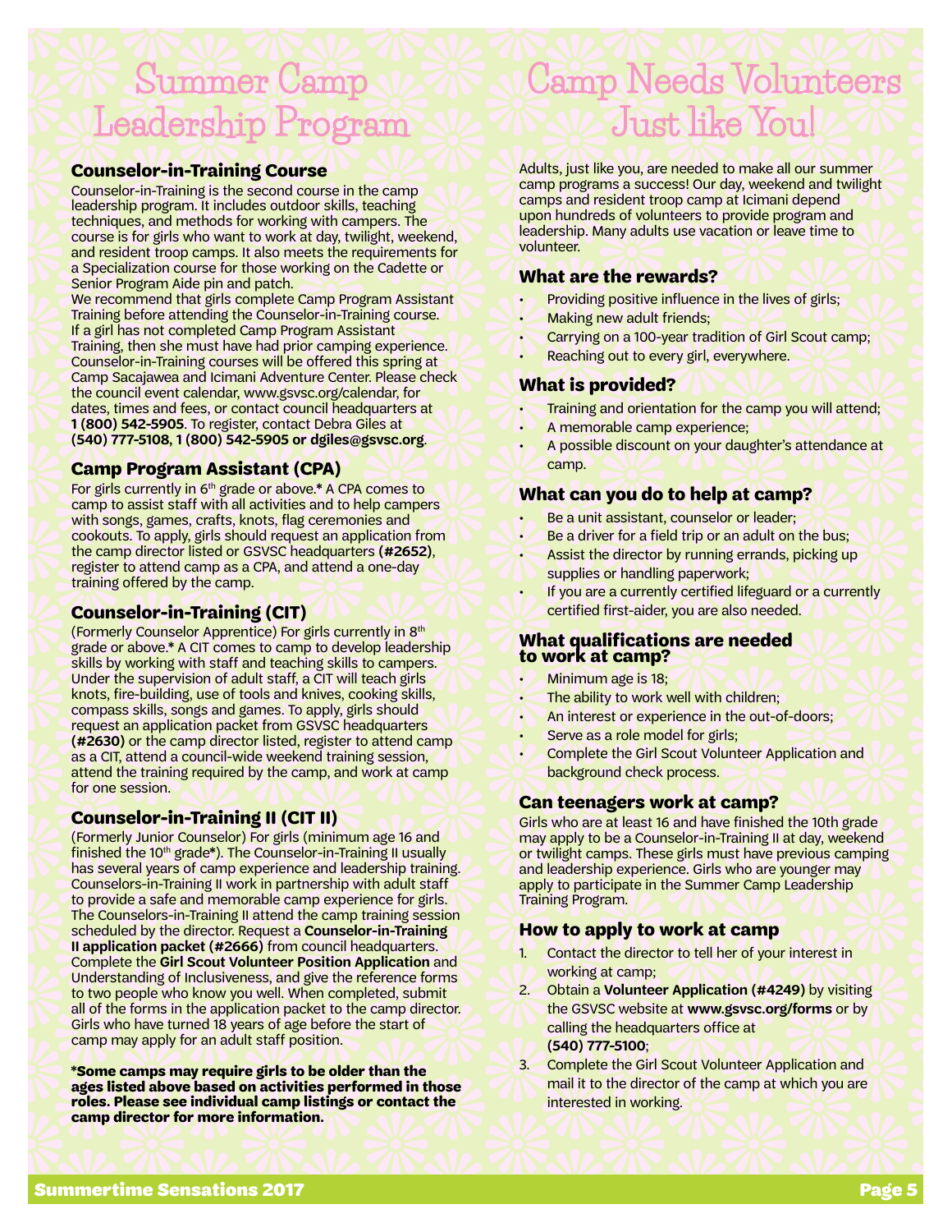# Summer Camp Leadership Program

### Counselor-in-Training Course

Counselor-in-Training is the second course in the camp leadership program. It includes outdoor skills, teaching techniques, and methods for working with campers. The course is for girls who want to work at day, twilight, weekend, and resident troop camps. It also meets the requirements for a Specialization course for those working on the Cadette or Senior Program Aide pin and patch.

We recommend that girls complete Camp Program Assistant Training before attending the Counselor-in-Training course. If a girl has not completed Camp Program Assistant Training, then she must have had prior camping experience. Counselor-in-Training courses will be offered this spring at Camp Sacajawea and Icimani Adventure Center. Please check the council event calendar, www.gsvsc.org/calendar, for dates, times and fees, or contact council headquarters at **1 (800) 542-5905**. To register, contact Debra Giles at **(540) 777-5108, 1 (800) 542-5905 or dgiles@gsvsc.org**.

### Camp Program Assistant (CPA)

For girls currently in 6th grade or above.* A CPA comes to camp to assist staff with all activities and to help campers with songs, games, crafts, knots, flag ceremonies and cookouts. To apply, girls should request an application from the camp director listed or GSVSC headquarters **(#2652)**, register to attend camp as a CPA, and attend a one-day training offered by the camp.

### Counselor-in-Training (CIT)

(Formerly Counselor Apprentice) For girls currently in 8th grade or above.* A CIT comes to camp to develop leadership skills by working with staff and teaching skills to campers. Under the supervision of adult staff, a CIT will teach girls knots, fire-building, use of tools and knives, cooking skills, compass skills, songs and games. To apply, girls should request an application packet from GSVSC headquarters **(#2630)** or the camp director listed, register to attend camp as a CIT, attend a council-wide weekend training session, attend the training required by the camp, and work at camp for one session.

### Counselor-in-Training II (CIT II)

(Formerly Junior Counselor) For girls (minimum age 16 and finished the 10th grade*). The Counselor-in-Training II usually has several years of camp experience and leadership training. Counselors-in-Training II work in partnership with adult staff to provide a safe and memorable camp experience for girls. The Counselors-in-Training II attend the camp training session scheduled by the director. Request a **Counselor-in-Training II application packet (#2666)** from council headquarters. Complete the **Girl Scout Volunteer Position Application** and Understanding of Inclusiveness, and give the reference forms to two people who know you well. When completed, submit all of the forms in the application packet to the camp director. Girls who have turned 18 years of age before the start of camp may apply for an adult staff position.

**\*Some camps may require girls to be older than the ages listed above based on activities performed in those roles. Please see individual camp listings or contact the camp director for more information.**

# Camp Needs Volunteers Just like You!

Adults, just like you, are needed to make all our summer camp programs a success! Our day, weekend and twilight camps and resident troop camp at Icimani depend upon hundreds of volunteers to provide program and leadership. Many adults use vacation or leave time to volunteer.

### What are the rewards?

- Providing positive influence in the lives of girls;
- Making new adult friends;
- Carrying on a 100-year tradition of Girl Scout camp;
- Reaching out to every girl, everywhere.

### What is provided?

- Training and orientation for the camp you will attend;
- A memorable camp experience;
- A possible discount on your daughter's attendance at camp.

### What can you do to help at camp?

- Be a unit assistant, counselor or leader;
- Be a driver for a field trip or an adult on the bus;
- Assist the director by running errands, picking up supplies or handling paperwork;
- If you are a currently certified lifeguard or a currently certified first-aider, you are also needed.

### What qualifications are needed to work at camp?

- Minimum age is 18;
- The ability to work well with children;
- An interest or experience in the out-of-doors;
- Serve as a role model for girls;
- Complete the Girl Scout Volunteer Application and background check process.

### Can teenagers work at camp?

Girls who are at least 16 and have finished the 10th grade may apply to be a Counselor-in-Training II at day, weekend or twilight camps. These girls must have previous camping and leadership experience. Girls who are younger may apply to participate in the Summer Camp Leadership Training Program.

### How to apply to work at camp

1. Contact the director to tell her of your interest in working at camp;
2. Obtain a **Volunteer Application (#4249)** by visiting the GSVSC website at **www.gsvsc.org/forms** or by calling the headquarters office at **(540) 777-5100**;
3. Complete the Girl Scout Volunteer Application and mail it to the director of the camp at which you are interested in working.